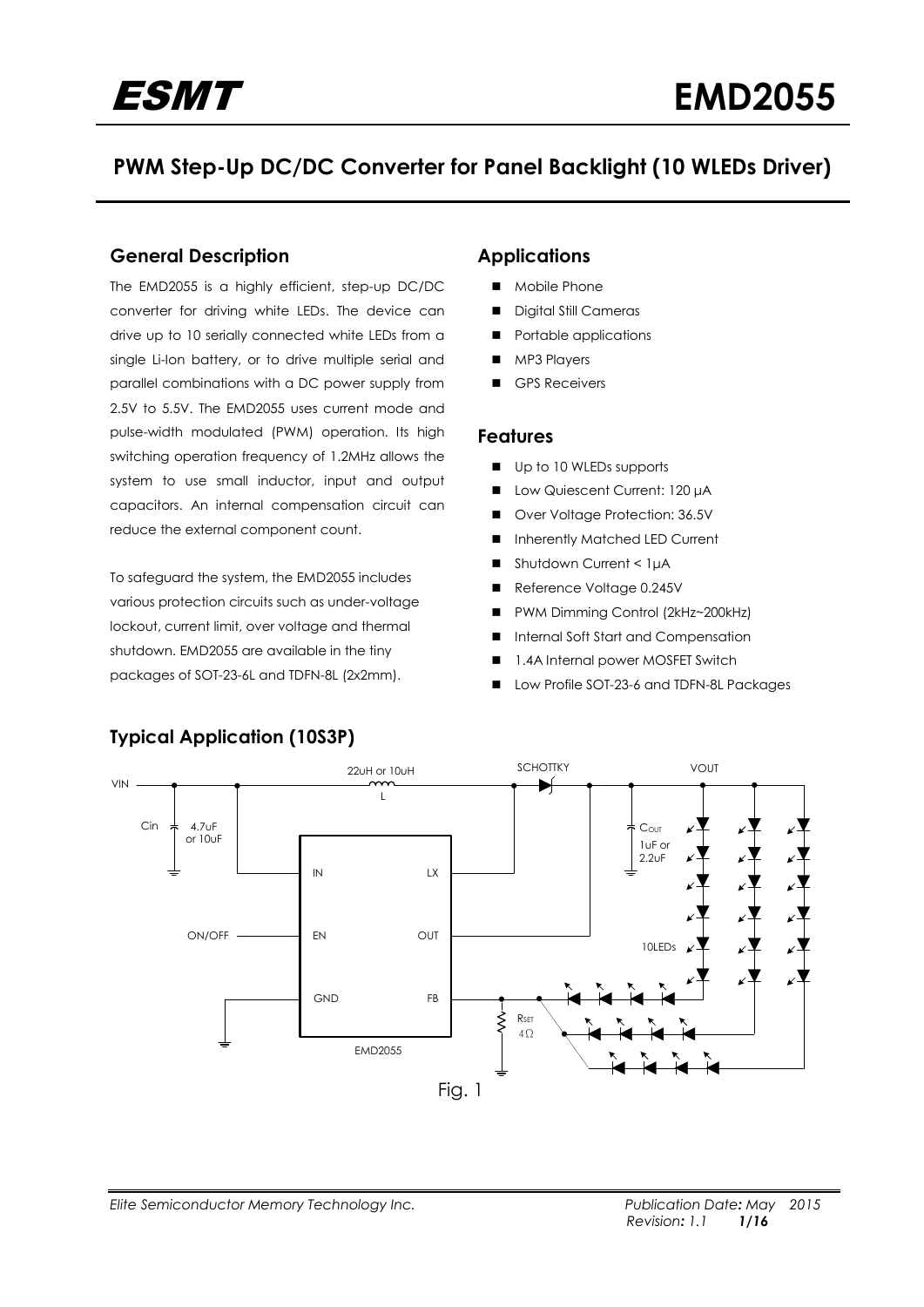ESMT **EMD2055**

# PWM Step-Up DC/DC Converter for Panel Backlight (10 WLEDs Driver)

## General Description

The EMD2055 is a highly efficient, step-up DC/DC converter for driving white LEDs. The device can drive up to 10 serially connected white LEDs from a single Li-Ion battery, or to drive multiple serial and parallel combinations with a DC power supply from 2.5V to 5.5V. The EMD2055 uses current mode and pulse-width modulated (PWM) operation. Its high switching operation frequency of 1.2MHz allows the system to use small inductor, input and output capacitors. An internal compensation circuit can reduce the external component count.

To safeguard the system, the EMD2055 includes various protection circuits such as under-voltage lockout, current limit, over voltage and thermal shutdown. EMD2055 are available in the tiny packages of SOT-23-6L and TDFN-8L (2x2mm).

## Applications

- Mobile Phone
- Digital Still Cameras
- Portable applications
- MP3 Players
- GPS Receivers

## Features

- Up to 10 WLEDs supports
- Low Quiescent Current: 120 μA
- Over Voltage Protection: 36.5V
- Inherently Matched LED Current
- Shutdown Current < 1μA
- Reference Voltage 0.245V
- PWM Dimming Control (2kHz~200kHz)
- Internal Soft Start and Compensation
- 1.4A Internal power MOSFET Switch
- Low Profile SOT-23-6 and TDFN-8L Packages

## Typical Application (10S3P)

Fig. 1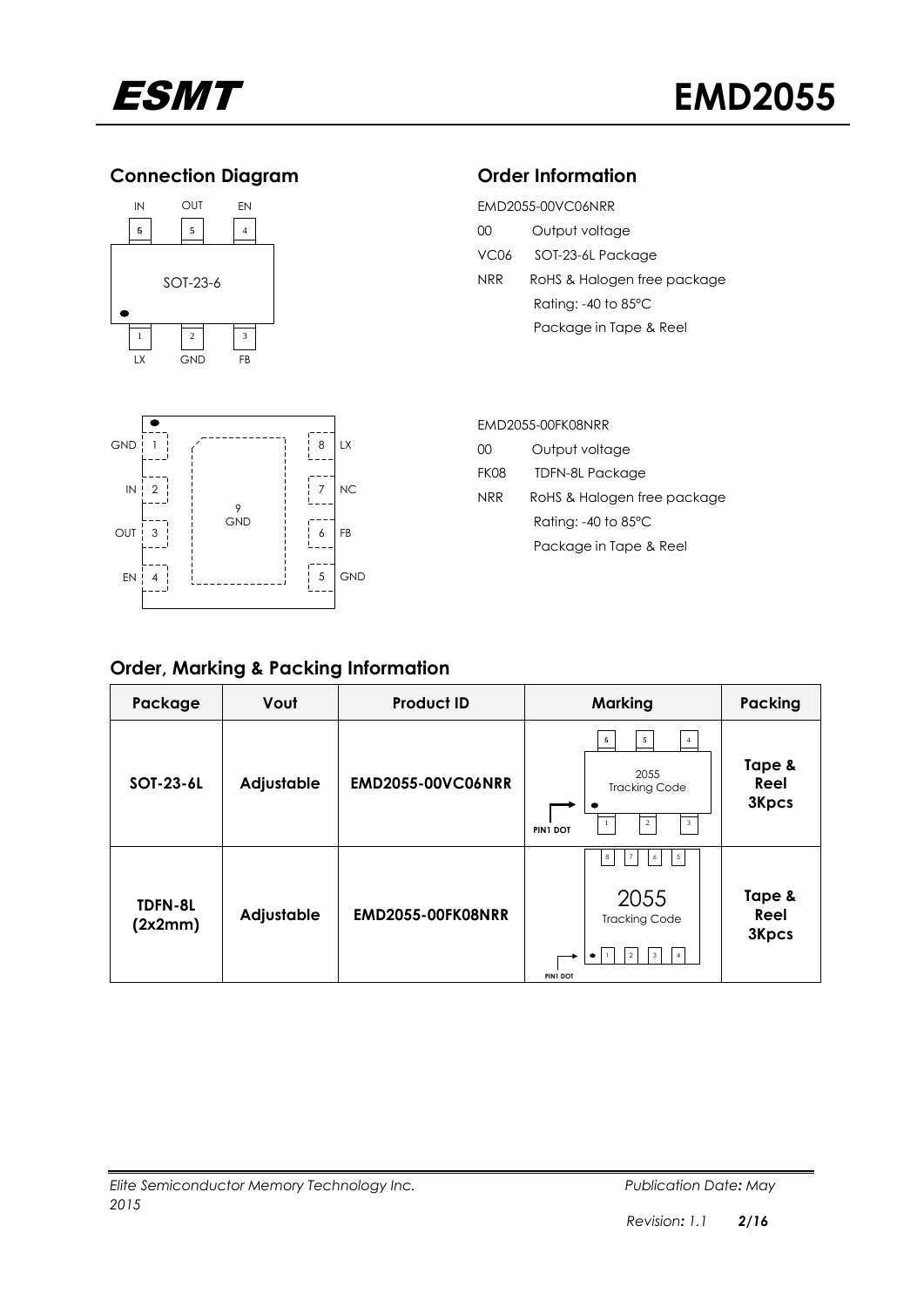## Connection Diagram

SOT-23-6

| Pin | Name |
|---|---|
| 1 | LX |
| 2 | GND |
| 3 | FB |
| 4 | EN |
| 5 | OUT |
| 6 | IN |

TDFN-8L

| Pin | Name |
|---|---|
| 1 | GND |
| 2 | IN |
| 3 | OUT |
| 4 | EN |
| 5 | GND |
| 6 | FB |
| 7 | NC |
| 8 | LX |
| 9 | GND |

## Order Information

EMD2055-00VC06NRR

- 00 Output voltage
- VC06 SOT-23-6L Package
- NRR RoHS & Halogen free package
  Rating: -40 to 85°C
  Package in Tape & Reel

EMD2055-00FK08NRR

- 00 Output voltage
- FK08 TDFN-8L Package
- NRR RoHS & Halogen free package
  Rating: -40 to 85°C
  Package in Tape & Reel

## Order, Marking & Packing Information

| Package | Vout | Product ID | Marking | Packing |
|---|---|---|---|---|
| SOT-23-6L | Adjustable | EMD2055-00VC06NRR | 2055 Tracking Code (PIN1 DOT) | Tape & Reel 3Kpcs |
| TDFN-8L (2x2mm) | Adjustable | EMD2055-00FK08NRR | 2055 Tracking Code (PIN1 DOT) | Tape & Reel 3Kpcs |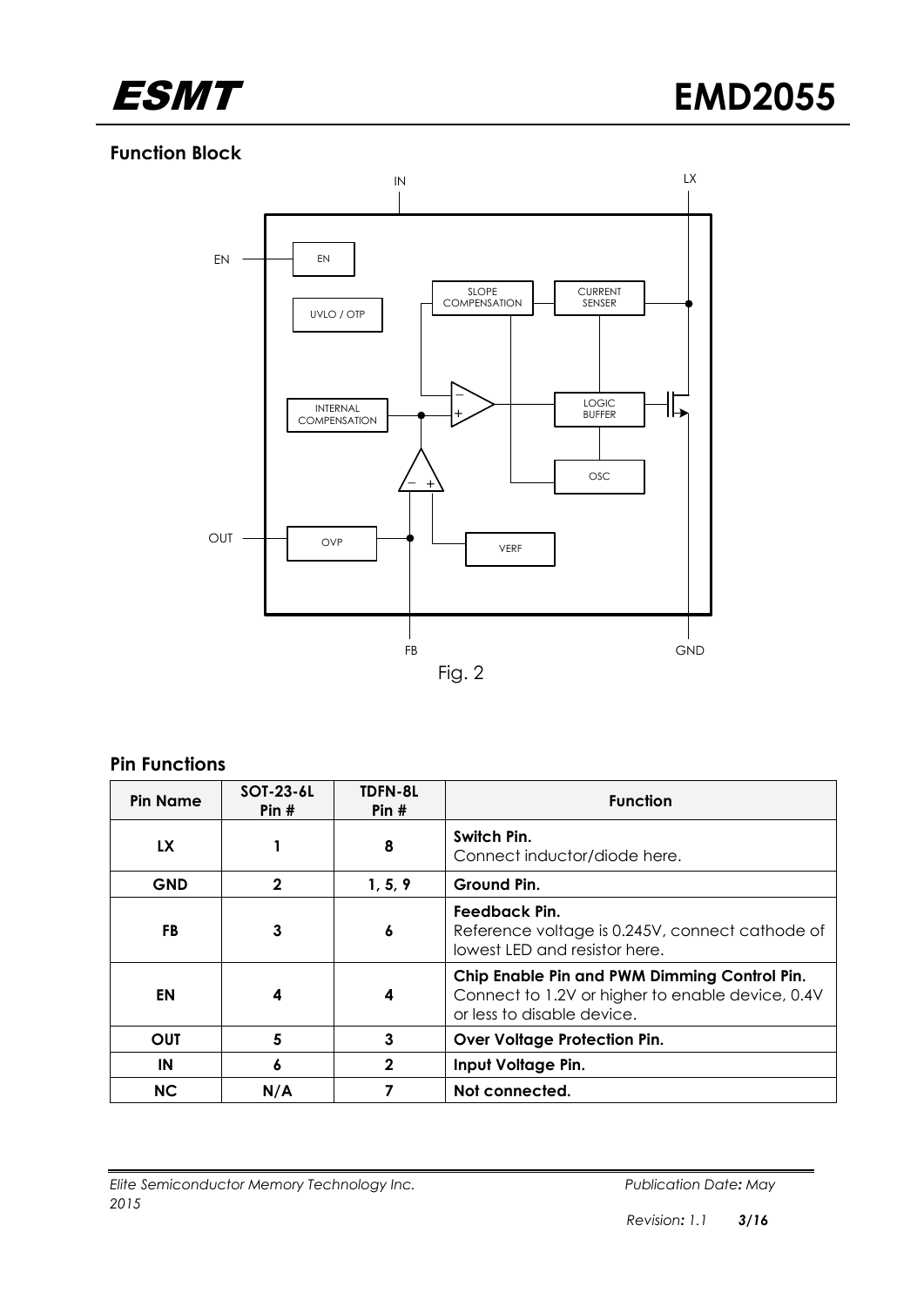## Function Block

Fig. 2

## Pin Functions

| Pin Name | SOT-23-6L Pin # | TDFN-8L Pin # | Function |
|---|---|---|---|
| LX | 1 | 8 | **Switch Pin.** Connect inductor/diode here. |
| GND | 2 | 1, 5, 9 | **Ground Pin.** |
| FB | 3 | 6 | **Feedback Pin.** Reference voltage is 0.245V, connect cathode of lowest LED and resistor here. |
| EN | 4 | 4 | **Chip Enable Pin and PWM Dimming Control Pin.** Connect to 1.2V or higher to enable device, 0.4V or less to disable device. |
| OUT | 5 | 3 | **Over Voltage Protection Pin.** |
| IN | 6 | 2 | **Input Voltage Pin.** |
| NC | N/A | 7 | **Not connected.** |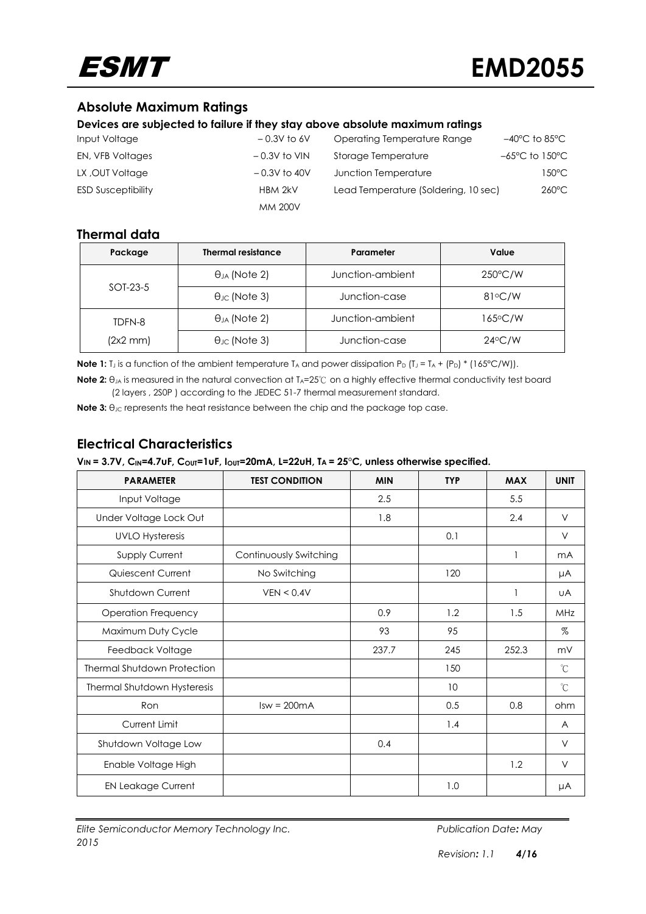## Absolute Maximum Ratings

**Devices are subjected to failure if they stay above absolute maximum ratings**

| | | | |
|---|---|---|---|
| Input Voltage | – 0.3V to 6V | Operating Temperature Range | –40°C to 85°C |
| EN, VFB Voltages | – 0.3V to VIN | Storage Temperature | –65°C to 150°C |
| LX ,OUT Voltage | – 0.3V to 40V | Junction Temperature | 150°C |
| ESD Susceptibility | HBM 2kV<br>MM 200V | Lead Temperature (Soldering, 10 sec) | 260°C |

## Thermal data

| Package | Thermal resistance | Parameter | Value |
|---|---|---|---|
| SOT-23-5 | $\theta_{JA}$ (Note 2) | Junction-ambient | 250°C/W |
| | $\theta_{JC}$ (Note 3) | Junction-case | 81°C/W |
| TDFN-8 (2x2 mm) | $\theta_{JA}$ (Note 2) | Junction-ambient | 165°C/W |
| | $\theta_{JC}$ (Note 3) | Junction-case | 24°C/W |

**Note 1:** $T_J$ is a function of the ambient temperature $T_A$ and power dissipation $P_D$ ($T_J = T_A + (P_D) * (165°C/W)$).

**Note 2:** $\theta_{JA}$ is measured in the natural convection at $T_A$=25℃ on a highly effective thermal conductivity test board (2 layers , 2S0P ) according to the JEDEC 51-7 thermal measurement standard.

**Note 3:** $\theta_{JC}$ represents the heat resistance between the chip and the package top case.

## Electrical Characteristics

**$V_{IN}$ = 3.7V, $C_{IN}$=4.7uF, $C_{OUT}$=1uF, $I_{OUT}$=20mA, L=22uH, $T_A$ = 25°C, unless otherwise specified.**

| PARAMETER | TEST CONDITION | MIN | TYP | MAX | UNIT |
|---|---|---|---|---|---|
| Input Voltage | | 2.5 | | 5.5 | |
| Under Voltage Lock Out | | 1.8 | | 2.4 | V |
| UVLO Hysteresis | | | 0.1 | | V |
| Supply Current | Continuously Switching | | | 1 | mA |
| Quiescent Current | No Switching | | 120 | | μA |
| Shutdown Current | VEN < 0.4V | | | 1 | uA |
| Operation Frequency | | 0.9 | 1.2 | 1.5 | MHz |
| Maximum Duty Cycle | | 93 | 95 | | % |
| Feedback Voltage | | 237.7 | 245 | 252.3 | mV |
| Thermal Shutdown Protection | | | 150 | | ℃ |
| Thermal Shutdown Hysteresis | | | 10 | | ℃ |
| Ron | Isw = 200mA | | 0.5 | 0.8 | ohm |
| Current Limit | | | 1.4 | | A |
| Shutdown Voltage Low | | 0.4 | | | V |
| Enable Voltage High | | | | 1.2 | V |
| EN Leakage Current | | | 1.0 | | μA |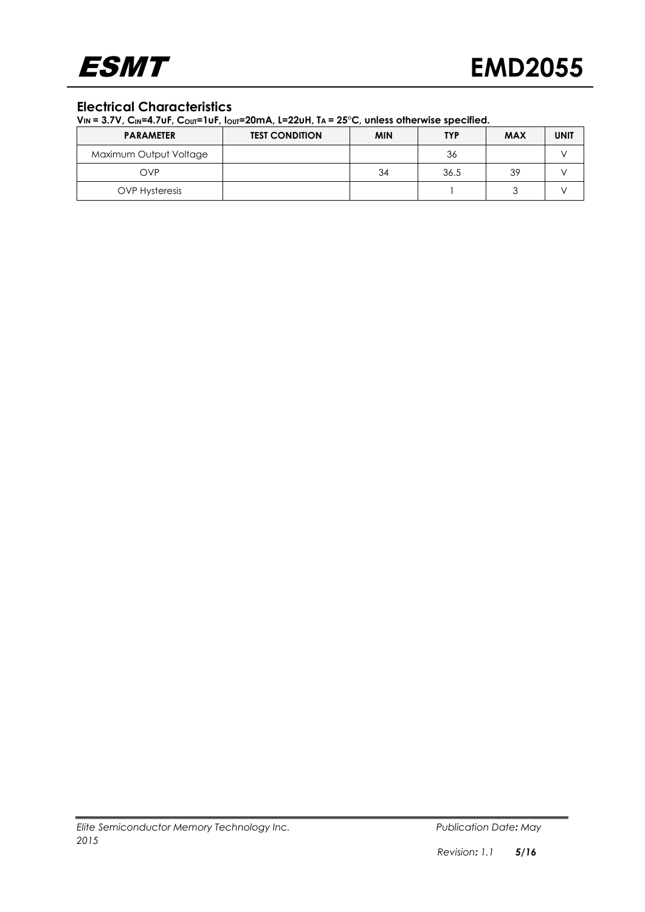## Electrical Characteristics

**$V_{IN}$ = 3.7V, $C_{IN}$=4.7uF, $C_{OUT}$=1uF, $I_{OUT}$=20mA, L=22uH, $T_A$ = 25°C, unless otherwise specified.**

| PARAMETER | TEST CONDITION | MIN | TYP | MAX | UNIT |
|---|---|---|---|---|---|
| Maximum Output Voltage | | | 36 | | V |
| OVP | | 34 | 36.5 | 39 | V |
| OVP Hysteresis | | | 1 | 3 | V |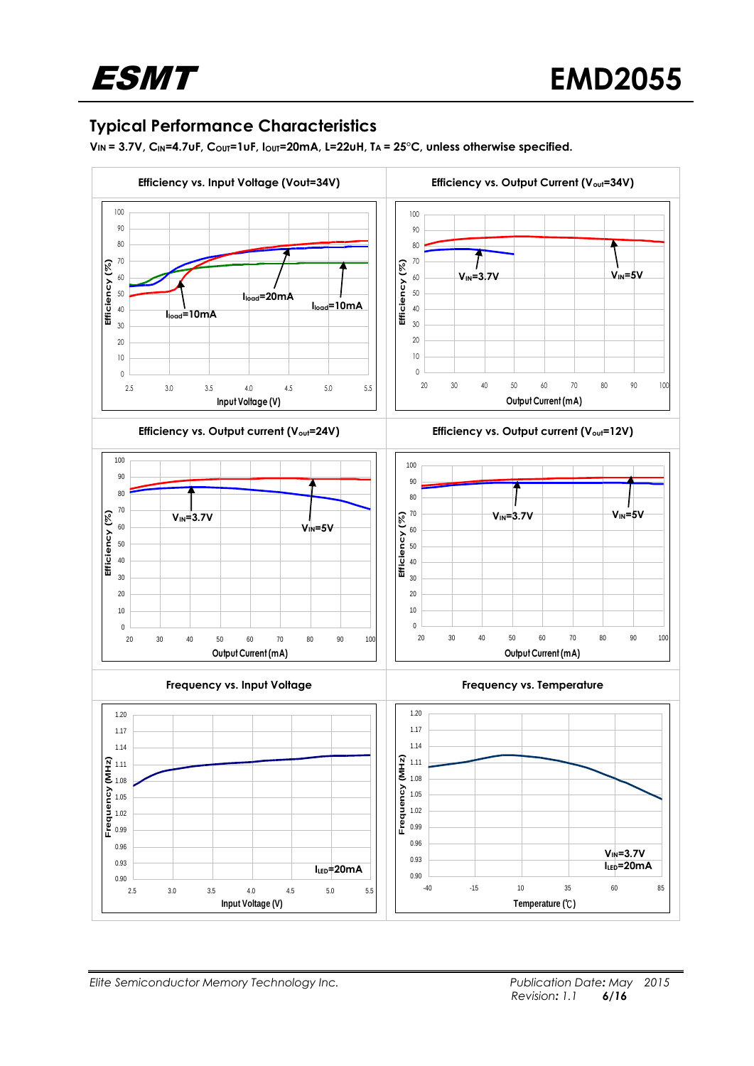## Typical Performance Characteristics

**$V_{IN}$ = 3.7V, $C_{IN}$=4.7uF, $C_{OUT}$=1uF, $I_{OUT}$=20mA, L=22uH, $T_A$ = 25°C, unless otherwise specified.**

| Efficiency vs. Input Voltage (Vout=34V) | Efficiency vs. Output Current ($V_{out}$=34V) |
| --- | --- |
| Efficiency vs. Output current ($V_{out}$=24V) | Efficiency vs. Output current ($V_{out}$=12V) |
| Frequency vs. Input Voltage | Frequency vs. Temperature |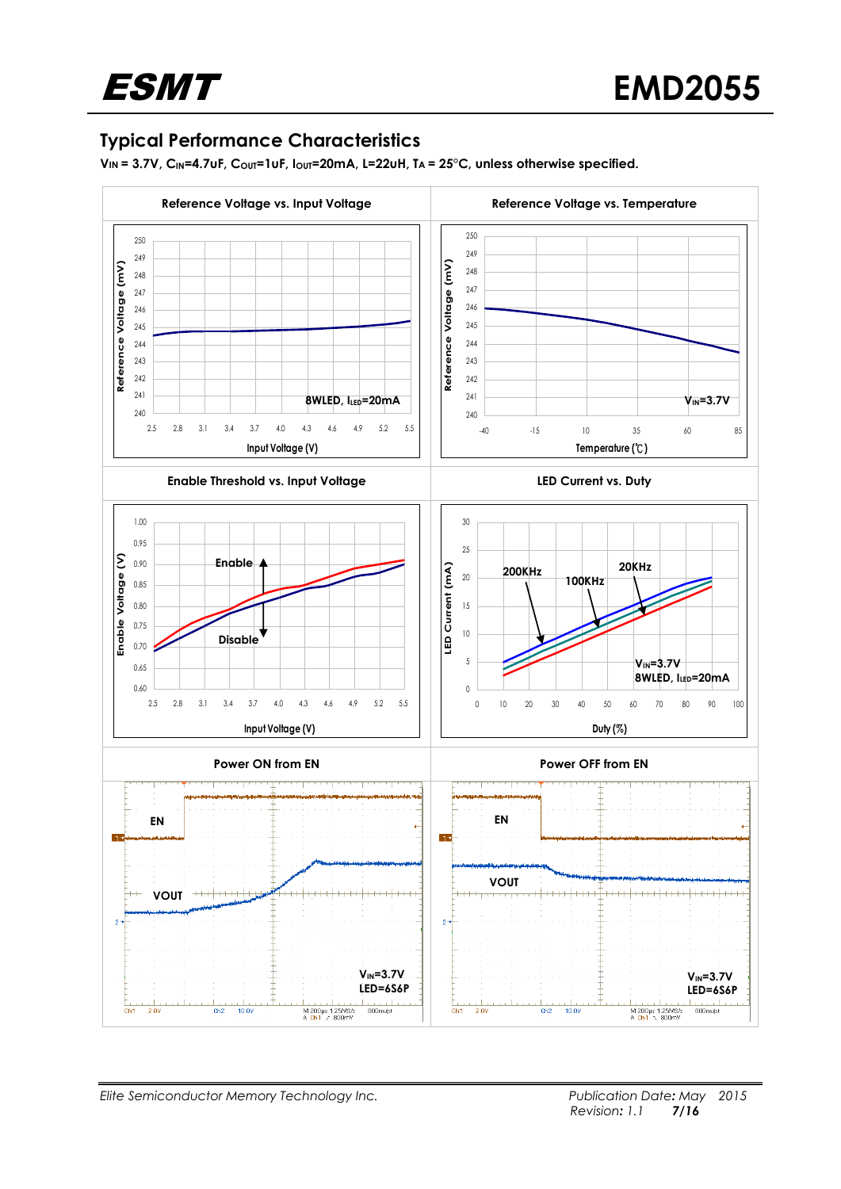## Typical Performance Characteristics

**$V_{IN}$ = 3.7V, $C_{IN}$=4.7uF, $C_{OUT}$=1uF, $I_{OUT}$=20mA, L=22uH, $T_A$ = 25°C, unless otherwise specified.**

| Reference Voltage vs. Input Voltage | Reference Voltage vs. Temperature |
|---|---|
| 8WLED, $I_{LED}$=20mA | $V_{IN}$=3.7V |

| Enable Threshold vs. Input Voltage | LED Current vs. Duty |
|---|---|
| Enable / Disable | 200KHz, 100KHz, 20KHz; $V_{IN}$=3.7V, 8WLED, $I_{LED}$=20mA |

| Power ON from EN | Power OFF from EN |
|---|---|
| EN, VOUT; $V_{IN}$=3.7V, LED=6S6P | EN, VOUT; $V_{IN}$=3.7V, LED=6S6P |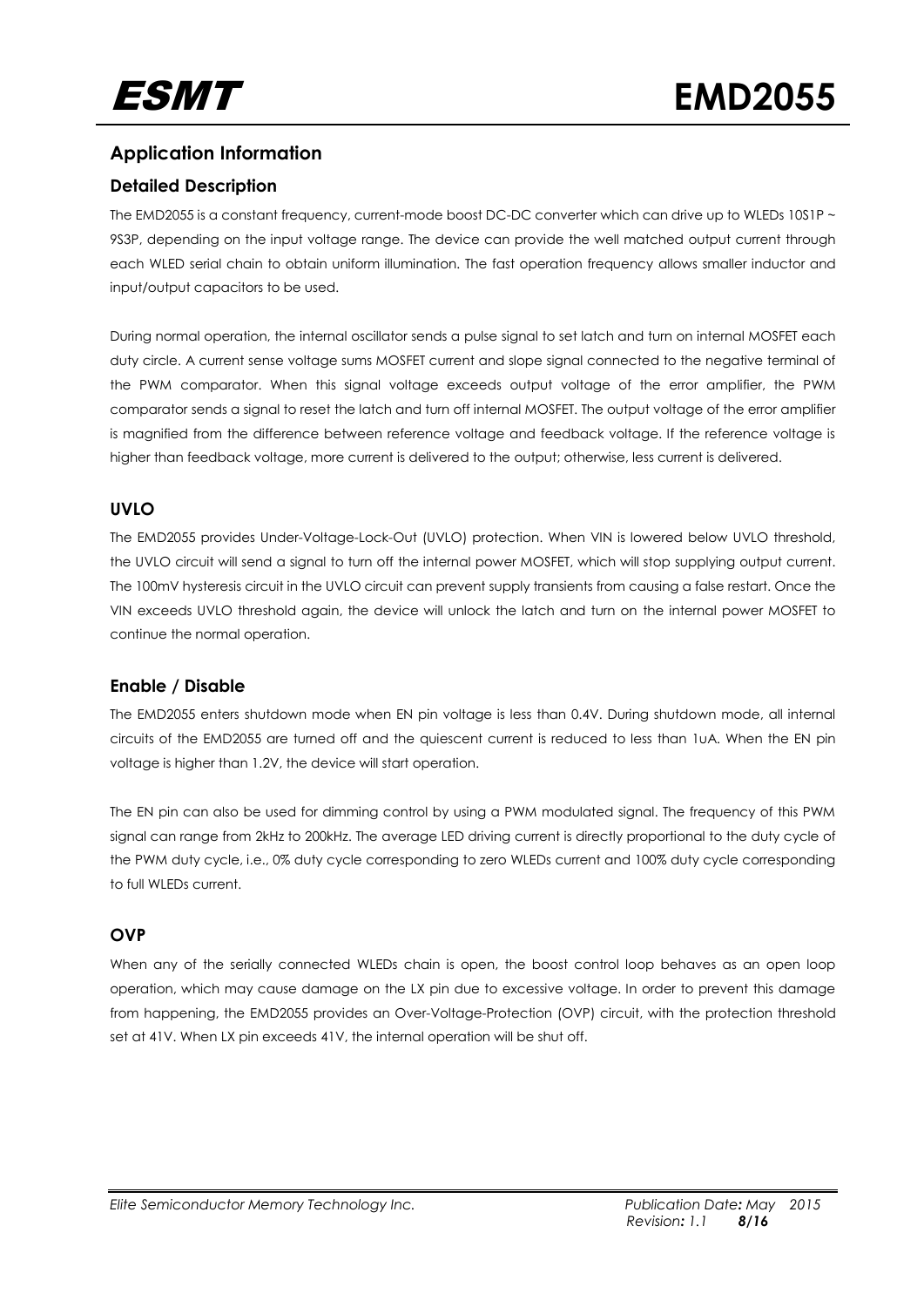## Application Information

### Detailed Description

The EMD2055 is a constant frequency, current-mode boost DC-DC converter which can drive up to WLEDs 10S1P ~ 9S3P, depending on the input voltage range. The device can provide the well matched output current through each WLED serial chain to obtain uniform illumination. The fast operation frequency allows smaller inductor and input/output capacitors to be used.

During normal operation, the internal oscillator sends a pulse signal to set latch and turn on internal MOSFET each duty circle. A current sense voltage sums MOSFET current and slope signal connected to the negative terminal of the PWM comparator. When this signal voltage exceeds output voltage of the error amplifier, the PWM comparator sends a signal to reset the latch and turn off internal MOSFET. The output voltage of the error amplifier is magnified from the difference between reference voltage and feedback voltage. If the reference voltage is higher than feedback voltage, more current is delivered to the output; otherwise, less current is delivered.

### UVLO

The EMD2055 provides Under-Voltage-Lock-Out (UVLO) protection. When VIN is lowered below UVLO threshold, the UVLO circuit will send a signal to turn off the internal power MOSFET, which will stop supplying output current. The 100mV hysteresis circuit in the UVLO circuit can prevent supply transients from causing a false restart. Once the VIN exceeds UVLO threshold again, the device will unlock the latch and turn on the internal power MOSFET to continue the normal operation.

### Enable / Disable

The EMD2055 enters shutdown mode when EN pin voltage is less than 0.4V. During shutdown mode, all internal circuits of the EMD2055 are turned off and the quiescent current is reduced to less than 1uA. When the EN pin voltage is higher than 1.2V, the device will start operation.

The EN pin can also be used for dimming control by using a PWM modulated signal. The frequency of this PWM signal can range from 2kHz to 200kHz. The average LED driving current is directly proportional to the duty cycle of the PWM duty cycle, i.e., 0% duty cycle corresponding to zero WLEDs current and 100% duty cycle corresponding to full WLEDs current.

### OVP

When any of the serially connected WLEDs chain is open, the boost control loop behaves as an open loop operation, which may cause damage on the LX pin due to excessive voltage. In order to prevent this damage from happening, the EMD2055 provides an Over-Voltage-Protection (OVP) circuit, with the protection threshold set at 41V. When LX pin exceeds 41V, the internal operation will be shut off.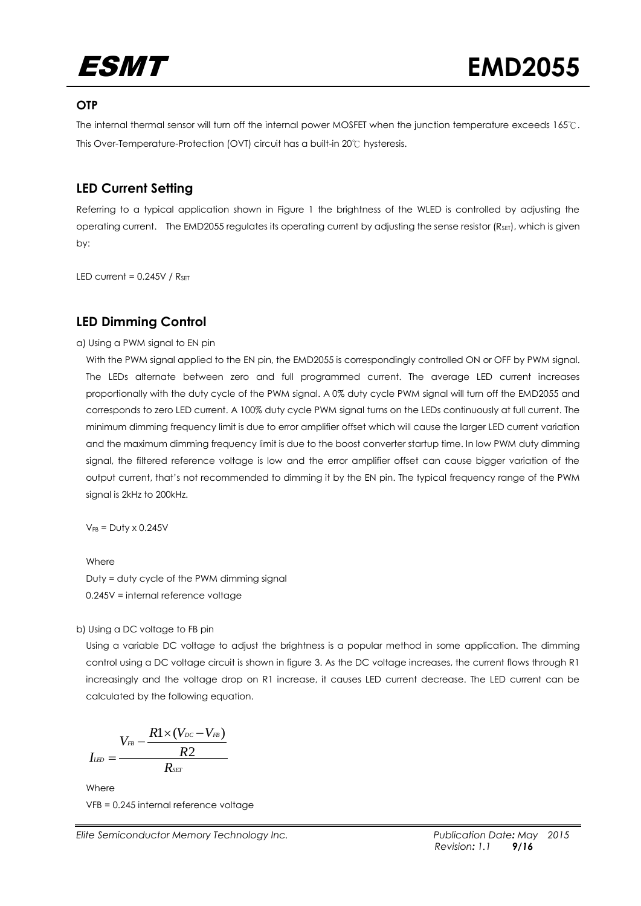### OTP

The internal thermal sensor will turn off the internal power MOSFET when the junction temperature exceeds 165℃. This Over-Temperature-Protection (OVT) circuit has a built-in 20℃ hysteresis.

## LED Current Setting

Referring to a typical application shown in Figure 1 the brightness of the WLED is controlled by adjusting the operating current. The EMD2055 regulates its operating current by adjusting the sense resistor ($R_{SET}$), which is given by:

LED current = 0.245V / $R_{SET}$

## LED Dimming Control

a) Using a PWM signal to EN pin

With the PWM signal applied to the EN pin, the EMD2055 is correspondingly controlled ON or OFF by PWM signal. The LEDs alternate between zero and full programmed current. The average LED current increases proportionally with the duty cycle of the PWM signal. A 0% duty cycle PWM signal will turn off the EMD2055 and corresponds to zero LED current. A 100% duty cycle PWM signal turns on the LEDs continuously at full current. The minimum dimming frequency limit is due to error amplifier offset which will cause the larger LED current variation and the maximum dimming frequency limit is due to the boost converter startup time. In low PWM duty dimming signal, the filtered reference voltage is low and the error amplifier offset can cause bigger variation of the output current, that's not recommended to dimming it by the EN pin. The typical frequency range of the PWM signal is 2kHz to 200kHz.

$V_{FB}$ = Duty x 0.245V

Where

Duty = duty cycle of the PWM dimming signal

0.245V = internal reference voltage

b) Using a DC voltage to FB pin

Using a variable DC voltage to adjust the brightness is a popular method in some application. The dimming control using a DC voltage circuit is shown in figure 3. As the DC voltage increases, the current flows through R1 increasingly and the voltage drop on R1 increase, it causes LED current decrease. The LED current can be calculated by the following equation.

$$I_{LED} = \frac{V_{FB} - \frac{R1 \times (V_{DC} - V_{FB})}{R2}}{R_{SET}}$$

Where

VFB = 0.245 internal reference voltage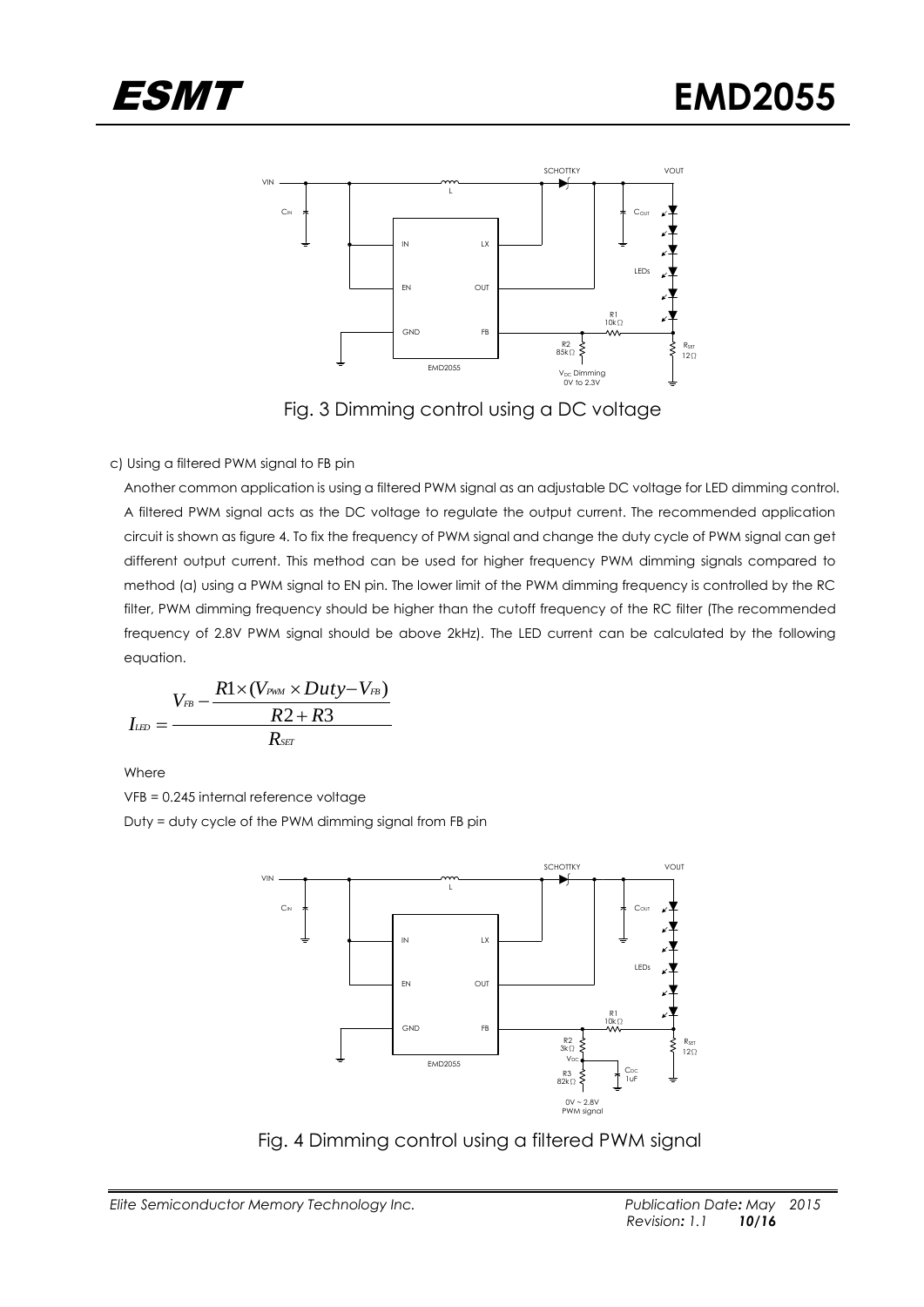Fig. 3 Dimming control using a DC voltage

c) Using a filtered PWM signal to FB pin

Another common application is using a filtered PWM signal as an adjustable DC voltage for LED dimming control. A filtered PWM signal acts as the DC voltage to regulate the output current. The recommended application circuit is shown as figure 4. To fix the frequency of PWM signal and change the duty cycle of PWM signal can get different output current. This method can be used for higher frequency PWM dimming signals compared to method (a) using a PWM signal to EN pin. The lower limit of the PWM dimming frequency is controlled by the RC filter, PWM dimming frequency should be higher than the cutoff frequency of the RC filter (The recommended frequency of 2.8V PWM signal should be above 2kHz). The LED current can be calculated by the following equation.

$$I_{LED} = \frac{V_{FB} - \dfrac{R1 \times (V_{PWM} \times Duty - V_{FB})}{R2 + R3}}{R_{SET}}$$

Where

VFB = 0.245 internal reference voltage

Duty = duty cycle of the PWM dimming signal from FB pin

Fig. 4 Dimming control using a filtered PWM signal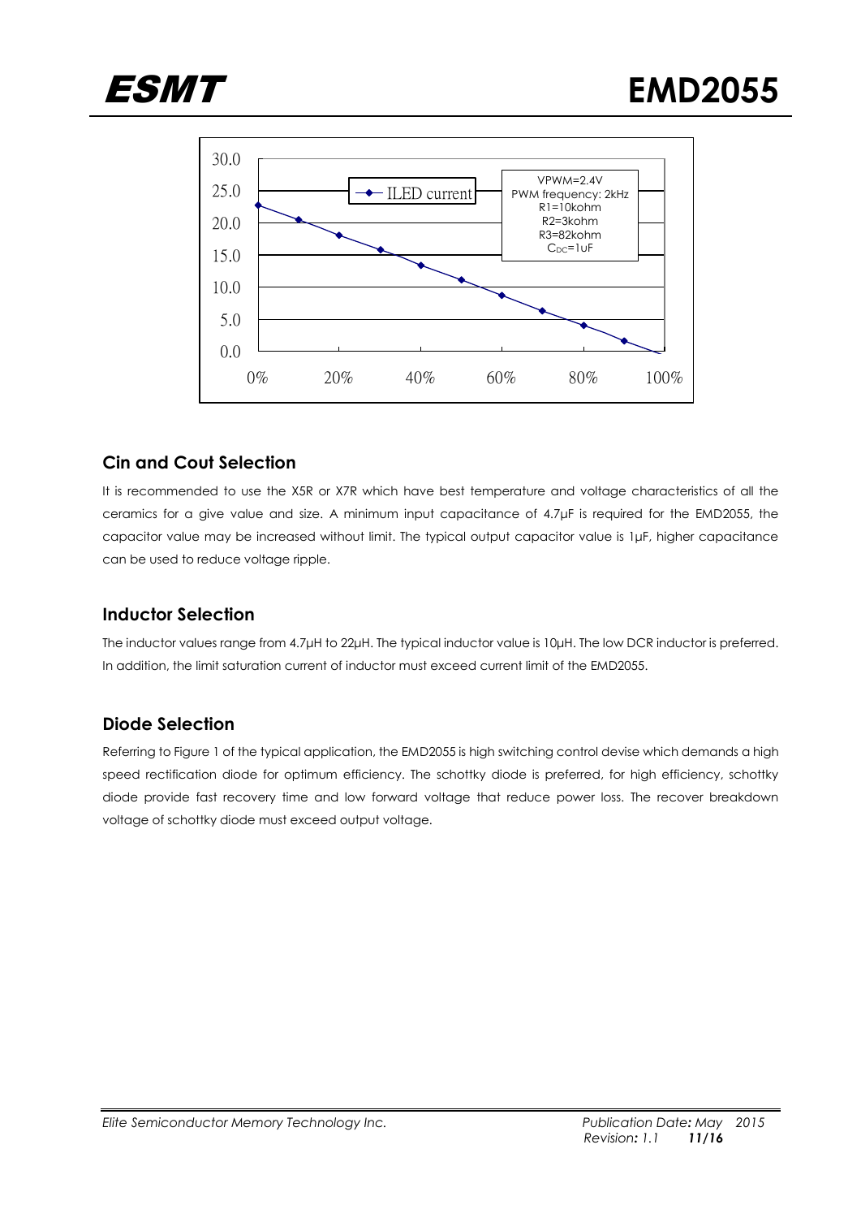## Cin and Cout Selection

It is recommended to use the X5R or X7R which have best temperature and voltage characteristics of all the ceramics for a give value and size. A minimum input capacitance of 4.7μF is required for the EMD2055, the capacitor value may be increased without limit. The typical output capacitor value is 1μF, higher capacitance can be used to reduce voltage ripple.

## Inductor Selection

The inductor values range from 4.7μH to 22μH. The typical inductor value is 10μH. The low DCR inductor is preferred. In addition, the limit saturation current of inductor must exceed current limit of the EMD2055.

## Diode Selection

Referring to Figure 1 of the typical application, the EMD2055 is high switching control devise which demands a high speed rectification diode for optimum efficiency. The schottky diode is preferred, for high efficiency, schottky diode provide fast recovery time and low forward voltage that reduce power loss. The recover breakdown voltage of schottky diode must exceed output voltage.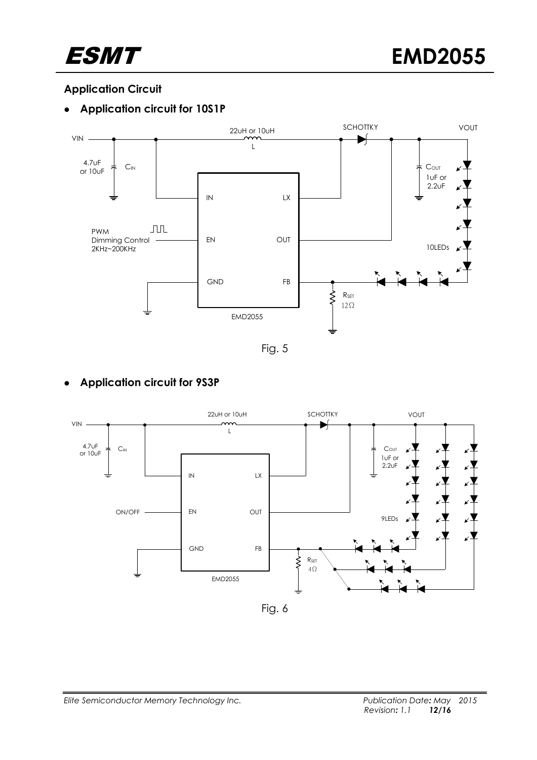## Application Circuit

- **Application circuit for 10S1P**

Fig. 5

- **Application circuit for 9S3P**

Fig. 6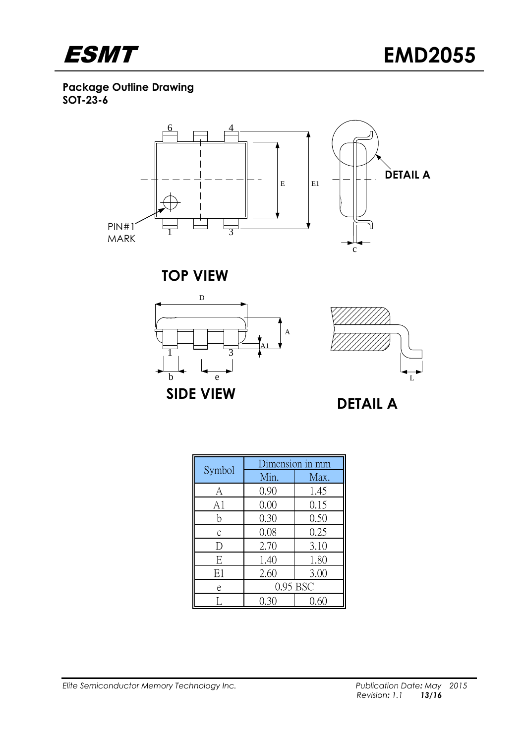**Package Outline Drawing**
**SOT-23-6**

**TOP VIEW**

**SIDE VIEW**

**DETAIL A**

| Symbol | Dimension in mm | |
|---|---|---|
| | Min. | Max. |
| A | 0.90 | 1.45 |
| A1 | 0.00 | 0.15 |
| b | 0.30 | 0.50 |
| c | 0.08 | 0.25 |
| D | 2.70 | 3.10 |
| E | 1.40 | 1.80 |
| E1 | 2.60 | 3.00 |
| e | 0.95 BSC | |
| L | 0.30 | 0.60 |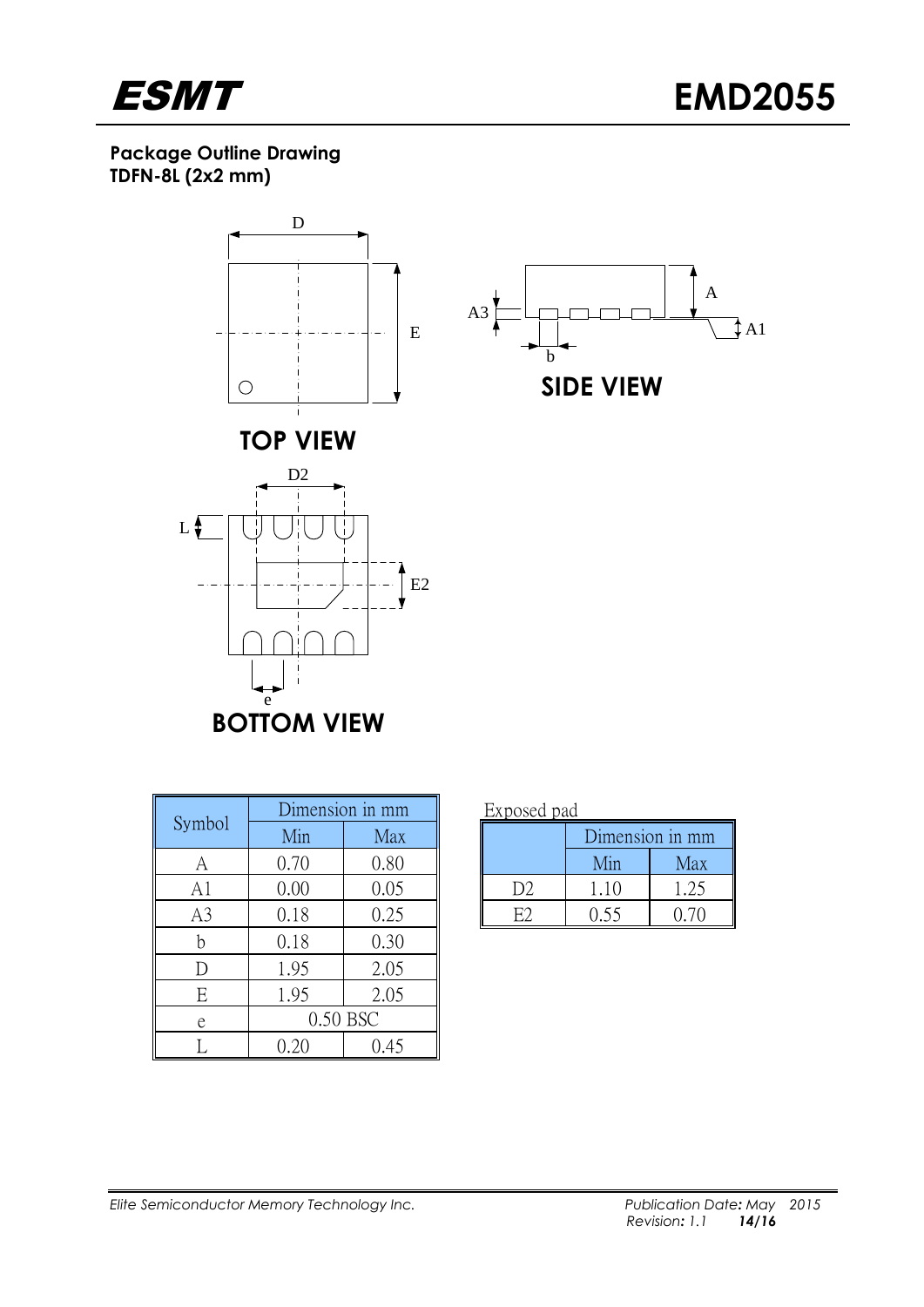**Package Outline Drawing**
**TDFN-8L (2x2 mm)**

TOP VIEW

SIDE VIEW

BOTTOM VIEW

| Symbol | Dimension in mm | |
|---|---|---|
| | Min | Max |
| A | 0.70 | 0.80 |
| A1 | 0.00 | 0.05 |
| A3 | 0.18 | 0.25 |
| b | 0.18 | 0.30 |
| D | 1.95 | 2.05 |
| E | 1.95 | 2.05 |
| e | 0.50 BSC | |
| L | 0.20 | 0.45 |

Exposed pad

| | Dimension in mm | |
|---|---|---|
| | Min | Max |
| D2 | 1.10 | 1.25 |
| E2 | 0.55 | 0.70 |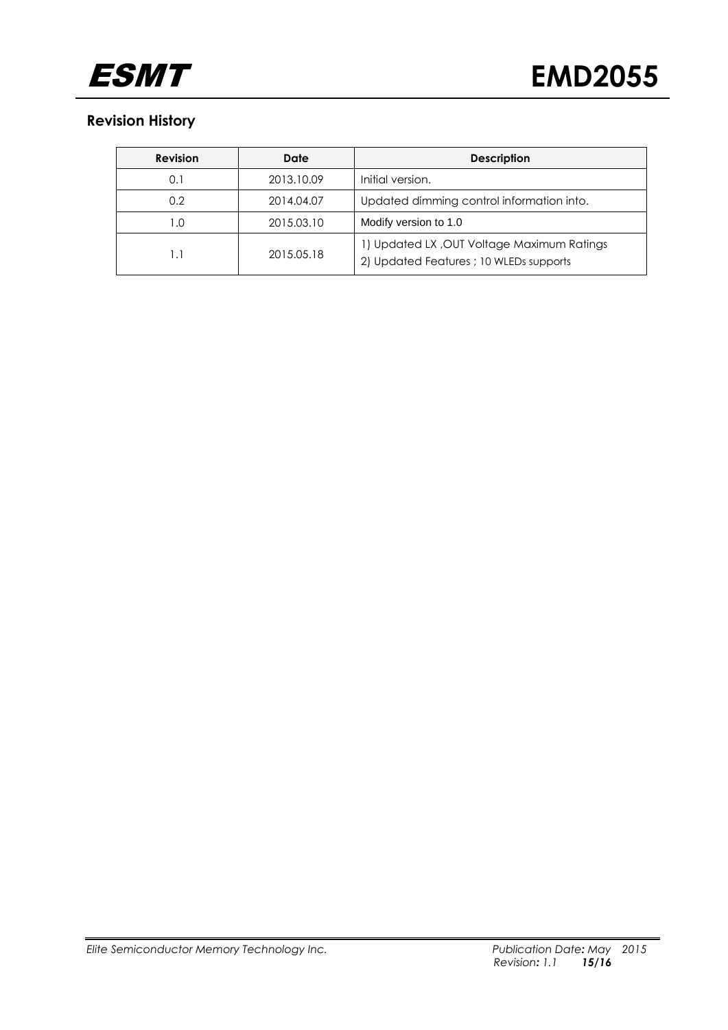## Revision History

| Revision | Date | Description |
|---|---|---|
| 0.1 | 2013.10.09 | Initial version. |
| 0.2 | 2014.04.07 | Updated dimming control information into. |
| 1.0 | 2015.03.10 | Modify version to 1.0 |
| 1.1 | 2015.05.18 | 1) Updated LX ,OUT Voltage Maximum Ratings<br>2) Updated Features ; 10 WLEDs supports |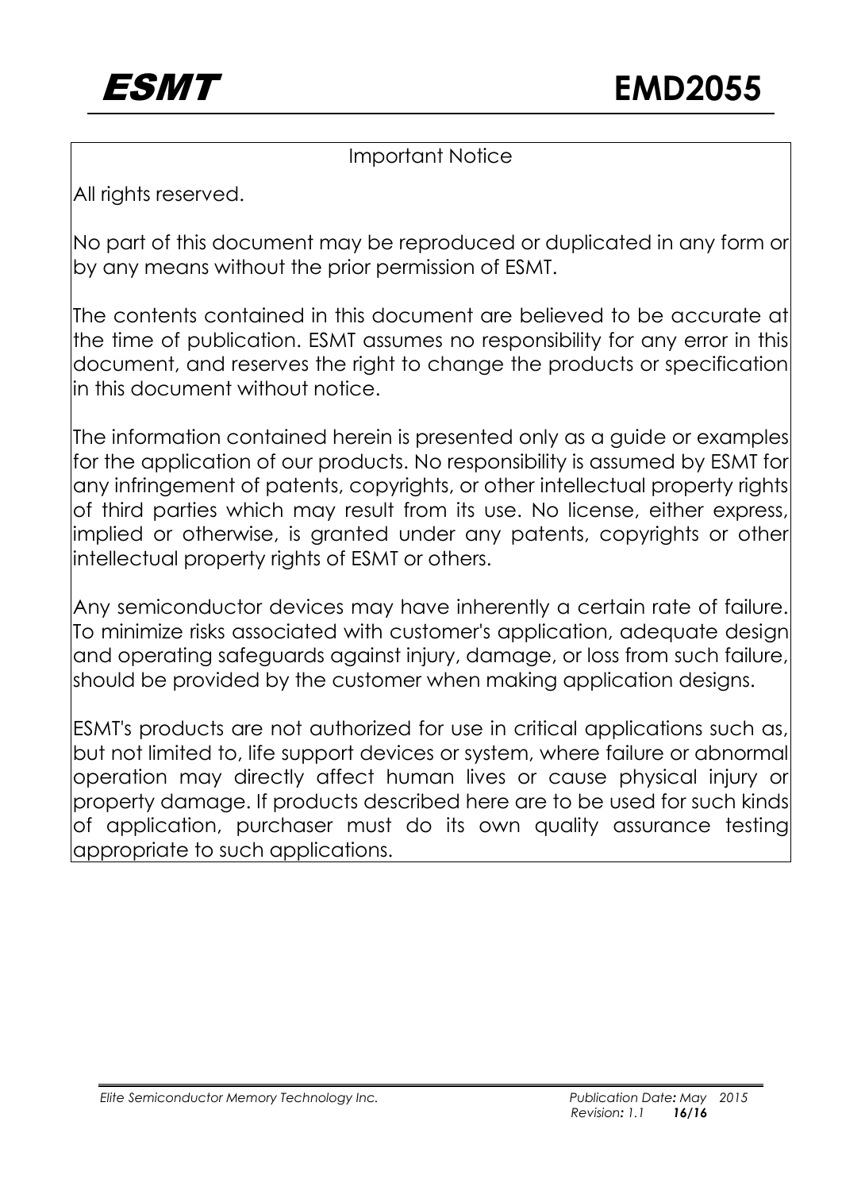## Important Notice

All rights reserved.

No part of this document may be reproduced or duplicated in any form or by any means without the prior permission of ESMT.

The contents contained in this document are believed to be accurate at the time of publication. ESMT assumes no responsibility for any error in this document, and reserves the right to change the products or specification in this document without notice.

The information contained herein is presented only as a guide or examples for the application of our products. No responsibility is assumed by ESMT for any infringement of patents, copyrights, or other intellectual property rights of third parties which may result from its use. No license, either express, implied or otherwise, is granted under any patents, copyrights or other intellectual property rights of ESMT or others.

Any semiconductor devices may have inherently a certain rate of failure. To minimize risks associated with customer's application, adequate design and operating safeguards against injury, damage, or loss from such failure, should be provided by the customer when making application designs.

ESMT's products are not authorized for use in critical applications such as, but not limited to, life support devices or system, where failure or abnormal operation may directly affect human lives or cause physical injury or property damage. If products described here are to be used for such kinds of application, purchaser must do its own quality assurance testing appropriate to such applications.